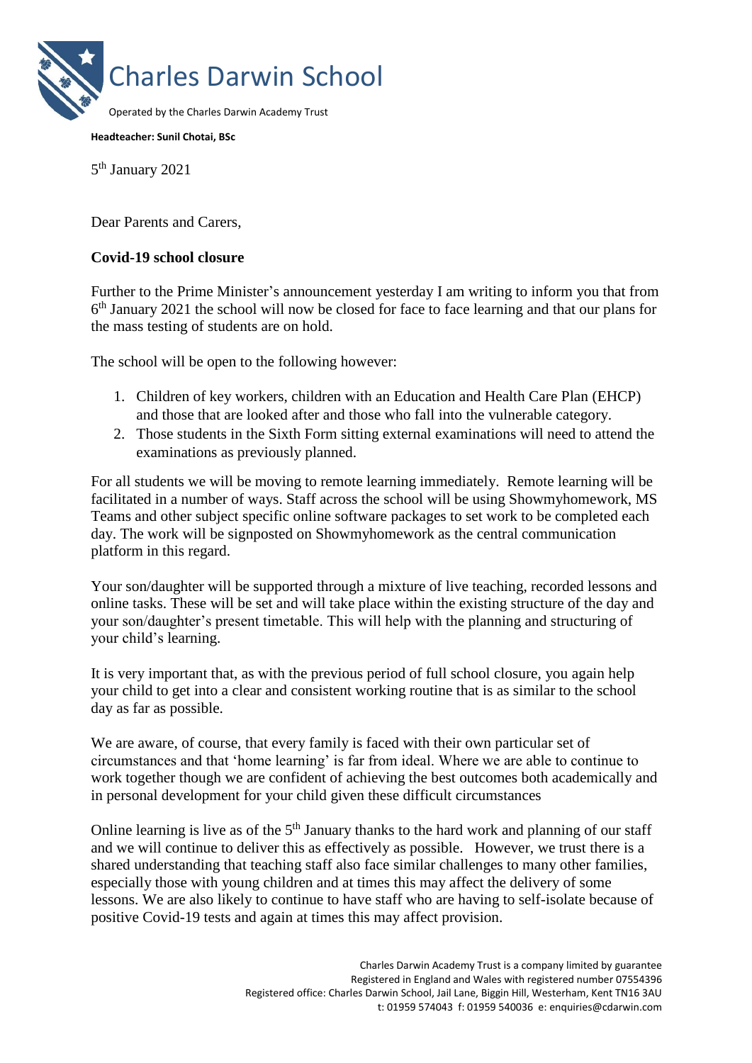# Charles Darwin School

Operated by the Charles Darwin Academy Trust

**Headteacher: Sunil Chotai, BSc**

5th January 2021

Dear Parents and Carers,

**Covid-19 school closure**

Further to the Prime Minister's announcement yesterday I am writing to inform you that from 6th January 2021 the school will now be closed for face to face learning and that our plans for the mass testing of students are on hold.

The school will be open to the following however:

1. Children of key workers, children with an Education and Health Care Plan (EHCP) and those that are looked after and those who fall into the vulnerable category.
2. Those students in the Sixth Form sitting external examinations will need to attend the examinations as previously planned.

For all students we will be moving to remote learning immediately. Remote learning will be facilitated in a number of ways. Staff across the school will be using Showmyhomework, MS Teams and other subject specific online software packages to set work to be completed each day. The work will be signposted on Showmyhomework as the central communication platform in this regard.

Your son/daughter will be supported through a mixture of live teaching, recorded lessons and online tasks. These will be set and will take place within the existing structure of the day and your son/daughter's present timetable. This will help with the planning and structuring of your child's learning.

It is very important that, as with the previous period of full school closure, you again help your child to get into a clear and consistent working routine that is as similar to the school day as far as possible.

We are aware, of course, that every family is faced with their own particular set of circumstances and that 'home learning' is far from ideal. Where we are able to continue to work together though we are confident of achieving the best outcomes both academically and in personal development for your child given these difficult circumstances

Online learning is live as of the 5th January thanks to the hard work and planning of our staff and we will continue to deliver this as effectively as possible. However, we trust there is a shared understanding that teaching staff also face similar challenges to many other families, especially those with young children and at times this may affect the delivery of some lessons. We are also likely to continue to have staff who are having to self-isolate because of positive Covid-19 tests and again at times this may affect provision.

Charles Darwin Academy Trust is a company limited by guarantee
Registered in England and Wales with registered number 07554396
Registered office: Charles Darwin School, Jail Lane, Biggin Hill, Westerham, Kent TN16 3AU
t: 01959 574043 f: 01959 540036 e: enquiries@cdarwin.com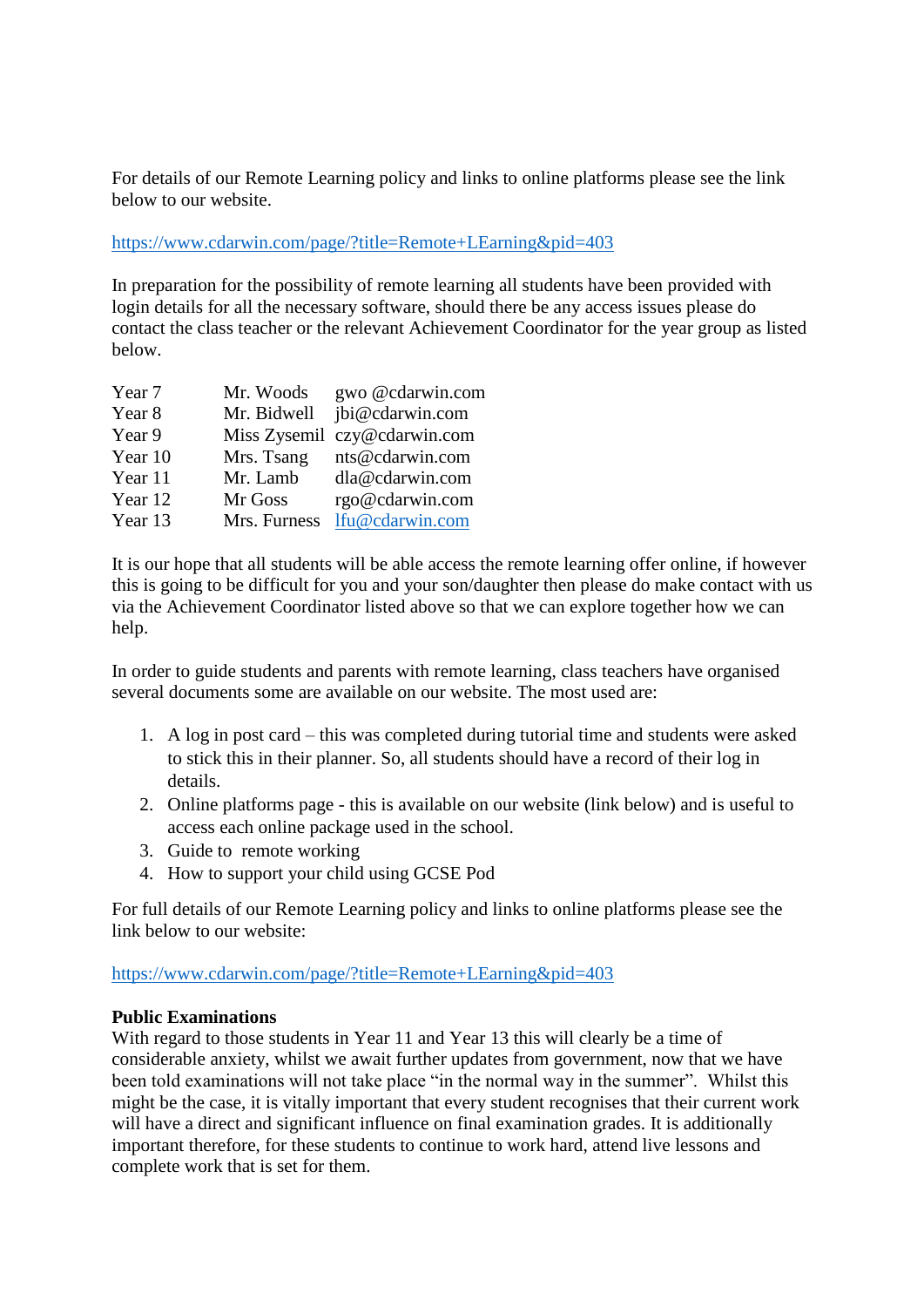For details of our Remote Learning policy and links to online platforms please see the link below to our website.

https://www.cdarwin.com/page/?title=Remote+LEarning&pid=403

In preparation for the possibility of remote learning all students have been provided with login details for all the necessary software, should there be any access issues please do contact the class teacher or the relevant Achievement Coordinator for the year group as listed below.

| | | |
|---|---|---|
| Year 7 | Mr. Woods | gwo @cdarwin.com |
| Year 8 | Mr. Bidwell | jbi@cdarwin.com |
| Year 9 | Miss Zysemil | czy@cdarwin.com |
| Year 10 | Mrs. Tsang | nts@cdarwin.com |
| Year 11 | Mr. Lamb | dla@cdarwin.com |
| Year 12 | Mr Goss | rgo@cdarwin.com |
| Year 13 | Mrs. Furness | lfu@cdarwin.com |

It is our hope that all students will be able access the remote learning offer online, if however this is going to be difficult for you and your son/daughter then please do make contact with us via the Achievement Coordinator listed above so that we can explore together how we can help.

In order to guide students and parents with remote learning, class teachers have organised several documents some are available on our website. The most used are:

1. A log in post card – this was completed during tutorial time and students were asked to stick this in their planner. So, all students should have a record of their log in details.
2. Online platforms page - this is available on our website (link below) and is useful to access each online package used in the school.
3. Guide to remote working
4. How to support your child using GCSE Pod

For full details of our Remote Learning policy and links to online platforms please see the link below to our website:

https://www.cdarwin.com/page/?title=Remote+LEarning&pid=403

**Public Examinations**

With regard to those students in Year 11 and Year 13 this will clearly be a time of considerable anxiety, whilst we await further updates from government, now that we have been told examinations will not take place "in the normal way in the summer". Whilst this might be the case, it is vitally important that every student recognises that their current work will have a direct and significant influence on final examination grades. It is additionally important therefore, for these students to continue to work hard, attend live lessons and complete work that is set for them.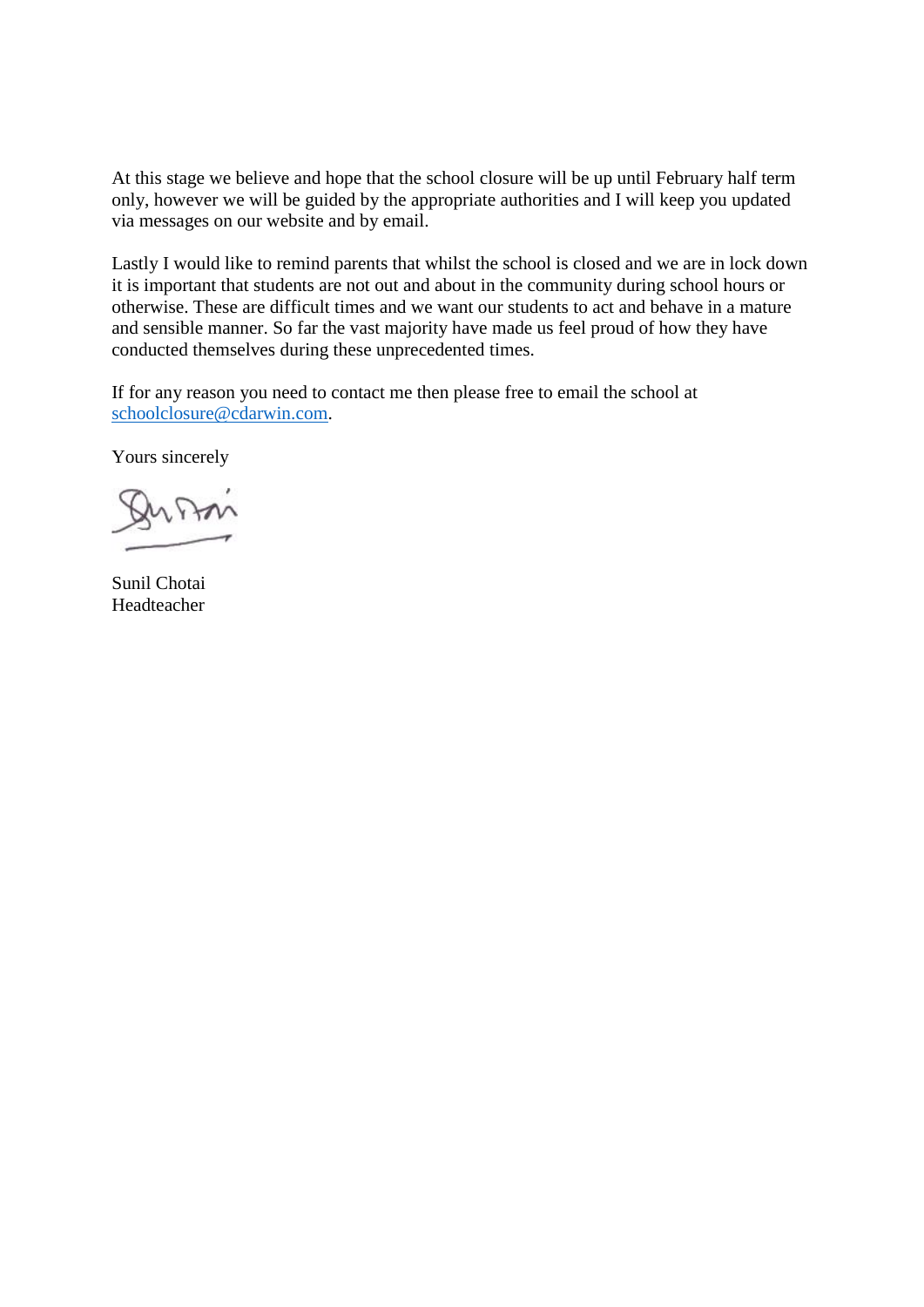At this stage we believe and hope that the school closure will be up until February half term only, however we will be guided by the appropriate authorities and I will keep you updated via messages on our website and by email.

Lastly I would like to remind parents that whilst the school is closed and we are in lock down it is important that students are not out and about in the community during school hours or otherwise. These are difficult times and we want our students to act and behave in a mature and sensible manner. So far the vast majority have made us feel proud of how they have conducted themselves during these unprecedented times.

If for any reason you need to contact me then please free to email the school at schoolclosure@cdarwin.com.

Yours sincerely

Sunil Chotai
Headteacher